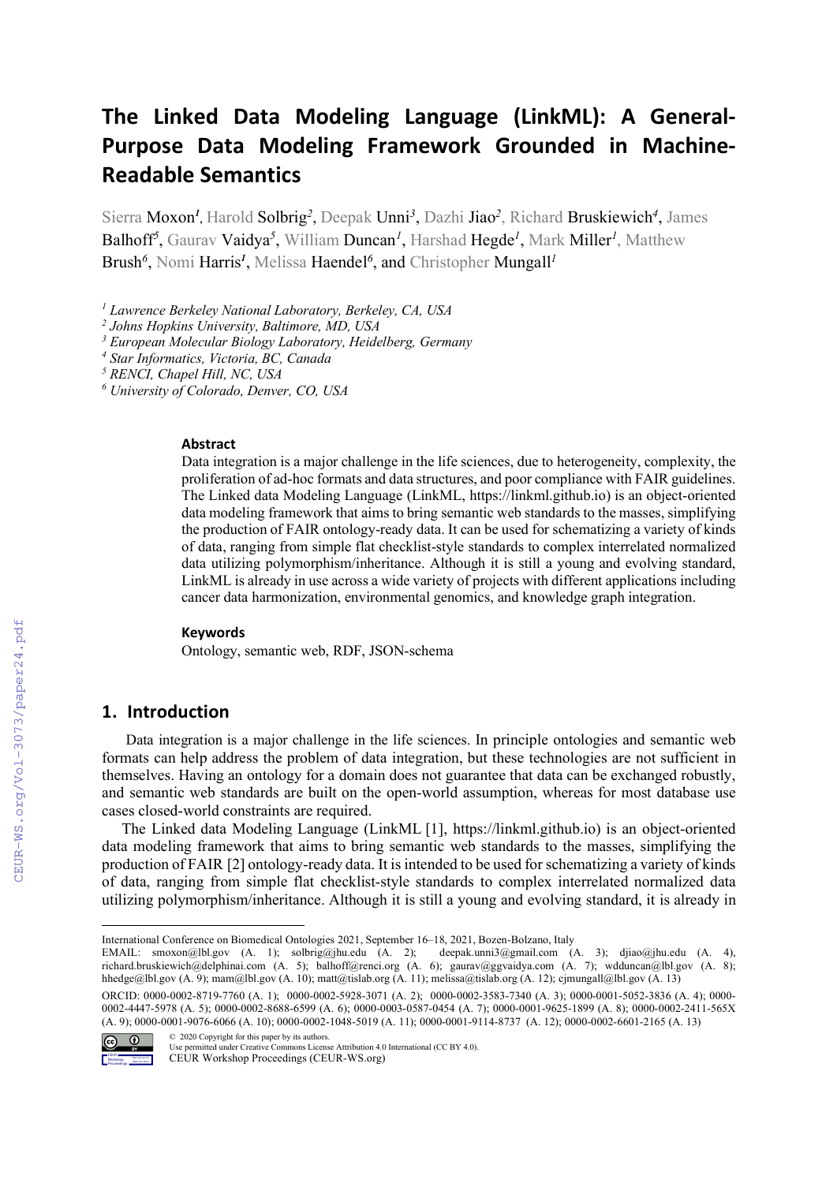# The Linked Data Modeling Language (LinkML): A General-Purpose Data Modeling Framework Grounded in Machine-Readable Semantics

Sierra Moxon[1], Harold Solbrig[2], Deepak Unni[3], Dazhi Jiao[2], Richard Bruskiewich[4], James Balhoff[5], Gaurav Vaidya[5], William Duncan[1], Harshad Hegde[1], Mark Miller[1], Matthew Brush[6], Nomi Harris[1], Melissa Haendel[6], and Christopher Mungall[1]

[1] *Lawrence Berkeley National Laboratory, Berkeley, CA, USA*
[2] *Johns Hopkins University, Baltimore, MD, USA*
[3] *European Molecular Biology Laboratory, Heidelberg, Germany*
[4] *Star Informatics, Victoria, BC, Canada*
[5] *RENCI, Chapel Hill, NC, USA*
[6] *University of Colorado, Denver, CO, USA*

### Abstract

Data integration is a major challenge in the life sciences, due to heterogeneity, complexity, the proliferation of ad-hoc formats and data structures, and poor compliance with FAIR guidelines. The Linked data Modeling Language (LinkML, https://linkml.github.io) is an object-oriented data modeling framework that aims to bring semantic web standards to the masses, simplifying the production of FAIR ontology-ready data. It can be used for schematizing a variety of kinds of data, ranging from simple flat checklist-style standards to complex interrelated normalized data utilizing polymorphism/inheritance. Although it is still a young and evolving standard, LinkML is already in use across a wide variety of projects with different applications including cancer data harmonization, environmental genomics, and knowledge graph integration.

### Keywords

Ontology, semantic web, RDF, JSON-schema

## 1. Introduction

Data integration is a major challenge in the life sciences. In principle ontologies and semantic web formats can help address the problem of data integration, but these technologies are not sufficient in themselves. Having an ontology for a domain does not guarantee that data can be exchanged robustly, and semantic web standards are built on the open-world assumption, whereas for most database use cases closed-world constraints are required.

The Linked data Modeling Language (LinkML [1], https://linkml.github.io) is an object-oriented data modeling framework that aims to bring semantic web standards to the masses, simplifying the production of FAIR [2] ontology-ready data. It is intended to be used for schematizing a variety of kinds of data, ranging from simple flat checklist-style standards to complex interrelated normalized data utilizing polymorphism/inheritance. Although it is still a young and evolving standard, it is already in

---

International Conference on Biomedical Ontologies 2021, September 16–18, 2021, Bozen-Bolzano, Italy
EMAIL: smoxon@lbl.gov (A. 1); solbrig@jhu.edu (A. 2); deepak.unni3@gmail.com (A. 3); djiao@jhu.edu (A. 4), richard.bruskiewich@delphinai.com (A. 5); balhoff@renci.org (A. 6); gaurav@ggvaidya.com (A. 7); wdduncan@lbl.gov (A. 8); hhedge@lbl.gov (A. 9); mam@lbl.gov (A. 10); matt@tislab.org (A. 11); melissa@tislab.org (A. 12); cjmungall@lbl.gov (A. 13)
ORCID: 0000-0002-8719-7760 (A. 1); 0000-0002-5928-3071 (A. 2); 0000-0002-3583-7340 (A. 3); 0000-0001-5052-3836 (A. 4); 0000-0002-4447-5978 (A. 5); 0000-0002-8688-6599 (A. 6); 0000-0003-0587-0454 (A. 7); 0000-0001-9625-1899 (A. 8); 0000-0002-2411-565X (A. 9); 0000-0001-9076-6066 (A. 10); 0000-0002-1048-5019 (A. 11); 0000-0001-9114-8737 (A. 12); 0000-0002-6601-2165 (A. 13)

© 2020 Copyright for this paper by its authors.
Use permitted under Creative Commons License Attribution 4.0 International (CC BY 4.0).
CEUR Workshop Proceedings (CEUR-WS.org)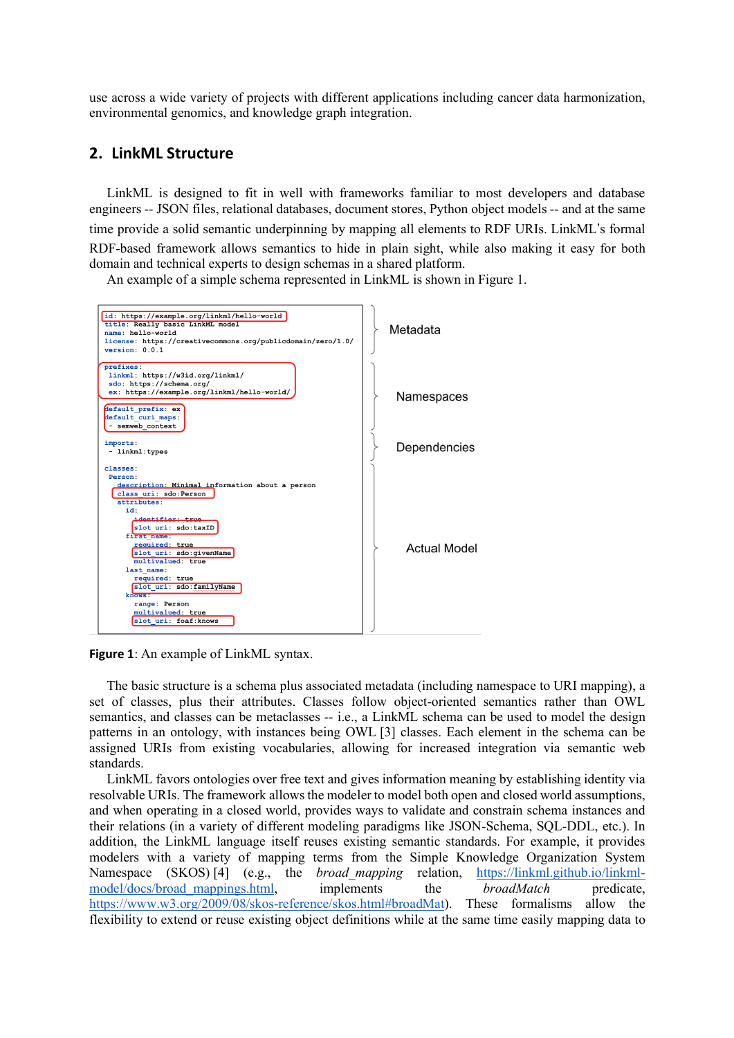use across a wide variety of projects with different applications including cancer data harmonization, environmental genomics, and knowledge graph integration.

## 2. LinkML Structure

LinkML is designed to fit in well with frameworks familiar to most developers and database engineers -- JSON files, relational databases, document stores, Python object models -- and at the same time provide a solid semantic underpinning by mapping all elements to RDF URIs. LinkML's formal RDF-based framework allows semantics to hide in plain sight, while also making it easy for both domain and technical experts to design schemas in a shared platform.

An example of a simple schema represented in LinkML is shown in Figure 1.

```yaml
id: https://example.org/linkml/hello-world
title: Really basic LinkML model
name: hello-world
license: https://creativecommons.org/publicdomain/zero/1.0/
version: 0.0.1

prefixes:
  linkml: https://w3id.org/linkml/
  sdo: https://schema.org/
  ex: https://example.org/linkml/hello-world/

default_prefix: ex
default_curi_maps:
  - semweb_context

imports:
  - linkml:types

classes:
  Person:
    description: Minimal information about a person
    class_uri: sdo:Person
    attributes:
      id:
        identifier: true
        slot_uri: sdo:taxID
      first_name:
        required: true
        slot_uri: sdo:givenName
        multivalued: true
      last_name:
        required: true
        slot_uri: sdo:familyName
      knows:
        range: Person
        multivalued: true
        slot_uri: foaf:knows
```

Metadata | Namespaces | Dependencies | Actual Model

**Figure 1**: An example of LinkML syntax.

The basic structure is a schema plus associated metadata (including namespace to URI mapping), a set of classes, plus their attributes. Classes follow object-oriented semantics rather than OWL semantics, and classes can be metaclasses -- i.e., a LinkML schema can be used to model the design patterns in an ontology, with instances being OWL [3] classes. Each element in the schema can be assigned URIs from existing vocabularies, allowing for increased integration via semantic web standards.

LinkML favors ontologies over free text and gives information meaning by establishing identity via resolvable URIs. The framework allows the modeler to model both open and closed world assumptions, and when operating in a closed world, provides ways to validate and constrain schema instances and their relations (in a variety of different modeling paradigms like JSON-Schema, SQL-DDL, etc.). In addition, the LinkML language itself reuses existing semantic standards. For example, it provides modelers with a variety of mapping terms from the Simple Knowledge Organization System Namespace (SKOS) [4] (e.g., the *broad_mapping* relation, https://linkml.github.io/linkml-model/docs/broad_mappings.html, implements the *broadMatch* predicate, https://www.w3.org/2009/08/skos-reference/skos.html#broadMat). These formalisms allow the flexibility to extend or reuse existing object definitions while at the same time easily mapping data to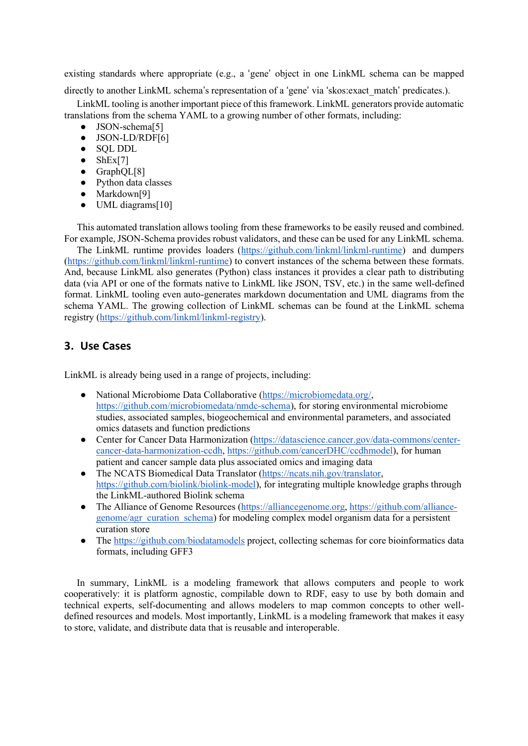existing standards where appropriate (e.g., a 'gene' object in one LinkML schema can be mapped directly to another LinkML schema's representation of a 'gene' via 'skos:exact_match' predicates.).

LinkML tooling is another important piece of this framework. LinkML generators provide automatic translations from the schema YAML to a growing number of other formats, including:

- JSON-schema[5]
- JSON-LD/RDF[6]
- SQL DDL
- ShEx[7]
- GraphQL[8]
- Python data classes
- Markdown[9]
- UML diagrams[10]

This automated translation allows tooling from these frameworks to be easily reused and combined. For example, JSON-Schema provides robust validators, and these can be used for any LinkML schema.

The LinkML runtime provides loaders (https://github.com/linkml/linkml-runtime) and dumpers (https://github.com/linkml/linkml-runtime) to convert instances of the schema between these formats. And, because LinkML also generates (Python) class instances it provides a clear path to distributing data (via API or one of the formats native to LinkML like JSON, TSV, etc.) in the same well-defined format. LinkML tooling even auto-generates markdown documentation and UML diagrams from the schema YAML. The growing collection of LinkML schemas can be found at the LinkML schema registry (https://github.com/linkml/linkml-registry).

## 3. Use Cases

LinkML is already being used in a range of projects, including:

- National Microbiome Data Collaborative (https://microbiomedata.org/, https://github.com/microbiomedata/nmdc-schema), for storing environmental microbiome studies, associated samples, biogeochemical and environmental parameters, and associated omics datasets and function predictions
- Center for Cancer Data Harmonization (https://datascience.cancer.gov/data-commons/center-cancer-data-harmonization-ccdh, https://github.com/cancerDHC/ccdhmodel), for human patient and cancer sample data plus associated omics and imaging data
- The NCATS Biomedical Data Translator (https://ncats.nih.gov/translator, https://github.com/biolink/biolink-model), for integrating multiple knowledge graphs through the LinkML-authored Biolink schema
- The Alliance of Genome Resources (https://alliancegenome.org, https://github.com/alliance-genome/agr_curation_schema) for modeling complex model organism data for a persistent curation store
- The https://github.com/biodatamodels project, collecting schemas for core bioinformatics data formats, including GFF3

In summary, LinkML is a modeling framework that allows computers and people to work cooperatively: it is platform agnostic, compilable down to RDF, easy to use by both domain and technical experts, self-documenting and allows modelers to map common concepts to other well-defined resources and models. Most importantly, LinkML is a modeling framework that makes it easy to store, validate, and distribute data that is reusable and interoperable.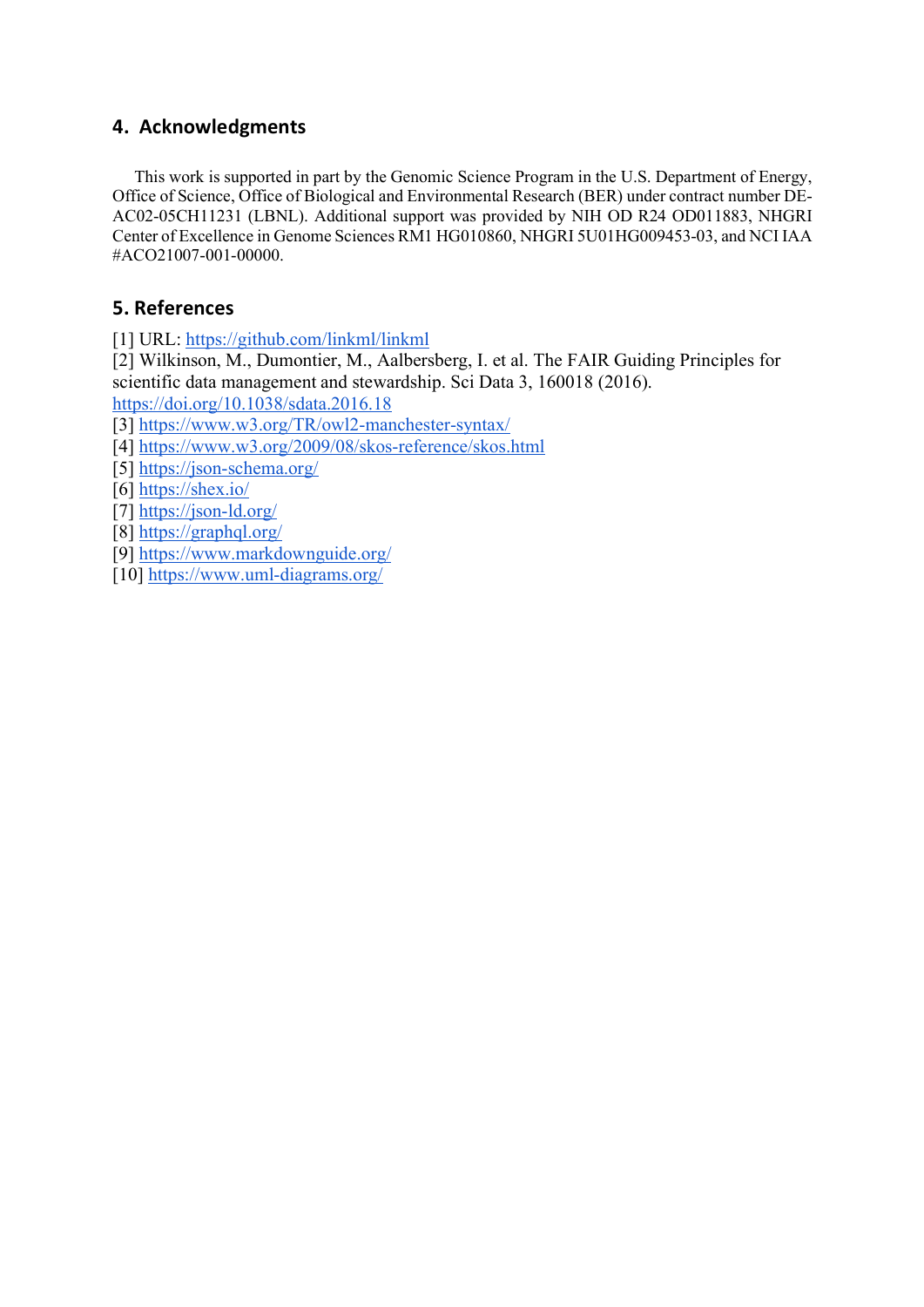## 4. Acknowledgments

This work is supported in part by the Genomic Science Program in the U.S. Department of Energy, Office of Science, Office of Biological and Environmental Research (BER) under contract number DE-AC02-05CH11231 (LBNL). Additional support was provided by NIH OD R24 OD011883, NHGRI Center of Excellence in Genome Sciences RM1 HG010860, NHGRI 5U01HG009453-03, and NCI IAA #ACO21007-001-00000.

## 5. References

[1] URL: https://github.com/linkml/linkml
[2] Wilkinson, M., Dumontier, M., Aalbersberg, I. et al. The FAIR Guiding Principles for scientific data management and stewardship. Sci Data 3, 160018 (2016). https://doi.org/10.1038/sdata.2016.18
[3] https://www.w3.org/TR/owl2-manchester-syntax/
[4] https://www.w3.org/2009/08/skos-reference/skos.html
[5] https://json-schema.org/
[6] https://shex.io/
[7] https://json-ld.org/
[8] https://graphql.org/
[9] https://www.markdownguide.org/
[10] https://www.uml-diagrams.org/